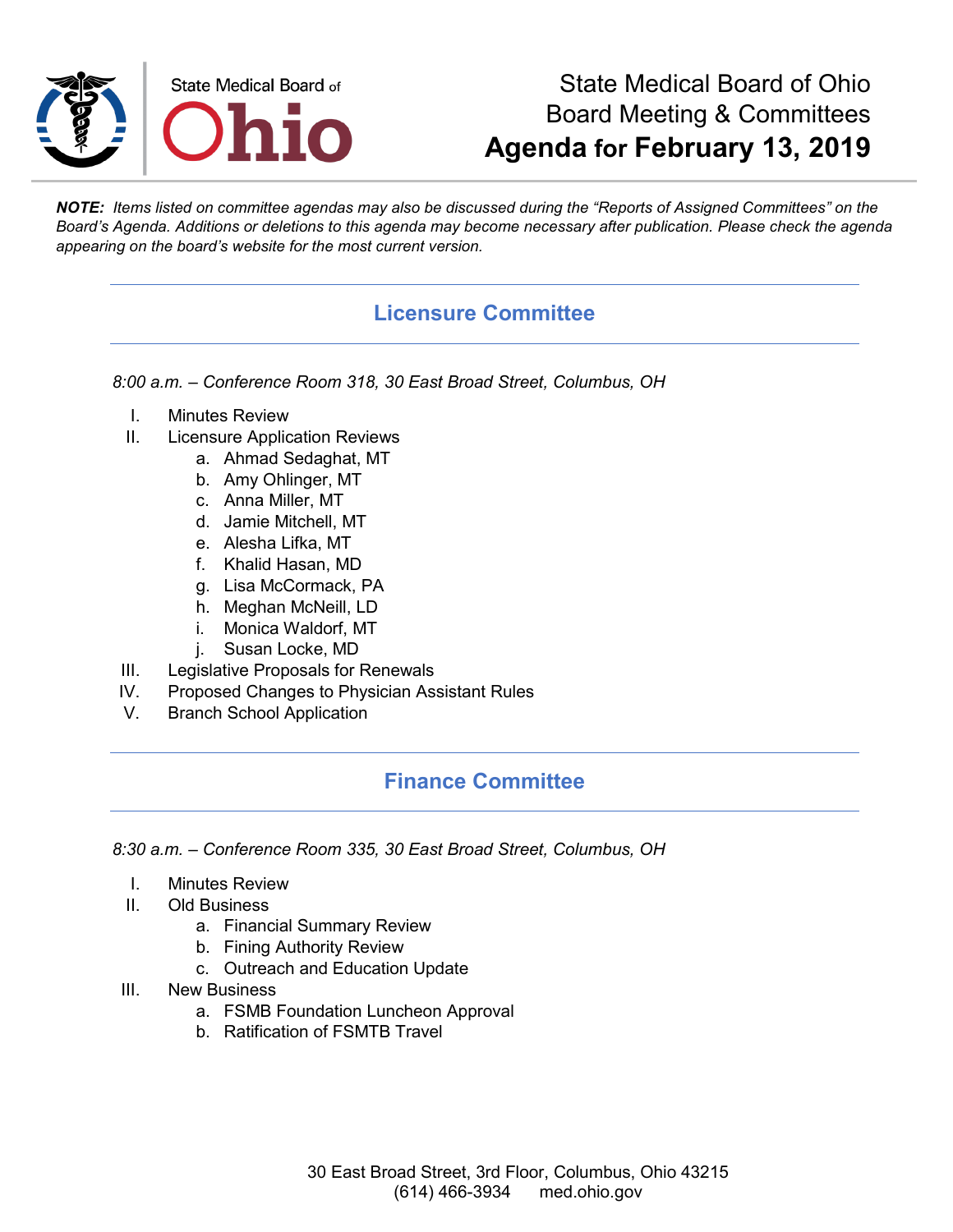State Medical Board of Ohio

# State Medical Board of Ohio
## Board Meeting & Committees
## **Agenda for February 13, 2019**

***NOTE:*** *Items listed on committee agendas may also be discussed during the "Reports of Assigned Committees" on the Board's Agenda. Additions or deletions to this agenda may become necessary after publication. Please check the agenda appearing on the board's website for the most current version.*

## Licensure Committee

*8:00 a.m. – Conference Room 318, 30 East Broad Street, Columbus, OH*

I. Minutes Review
II. Licensure Application Reviews
   a. Ahmad Sedaghat, MT
   b. Amy Ohlinger, MT
   c. Anna Miller, MT
   d. Jamie Mitchell, MT
   e. Alesha Lifka, MT
   f. Khalid Hasan, MD
   g. Lisa McCormack, PA
   h. Meghan McNeill, LD
   i. Monica Waldorf, MT
   j. Susan Locke, MD
III. Legislative Proposals for Renewals
IV. Proposed Changes to Physician Assistant Rules
V. Branch School Application

## Finance Committee

*8:30 a.m. – Conference Room 335, 30 East Broad Street, Columbus, OH*

I. Minutes Review
II. Old Business
   a. Financial Summary Review
   b. Fining Authority Review
   c. Outreach and Education Update
III. New Business
   a. FSMB Foundation Luncheon Approval
   b. Ratification of FSMTB Travel

30 East Broad Street, 3rd Floor, Columbus, Ohio 43215
(614) 466-3934 med.ohio.gov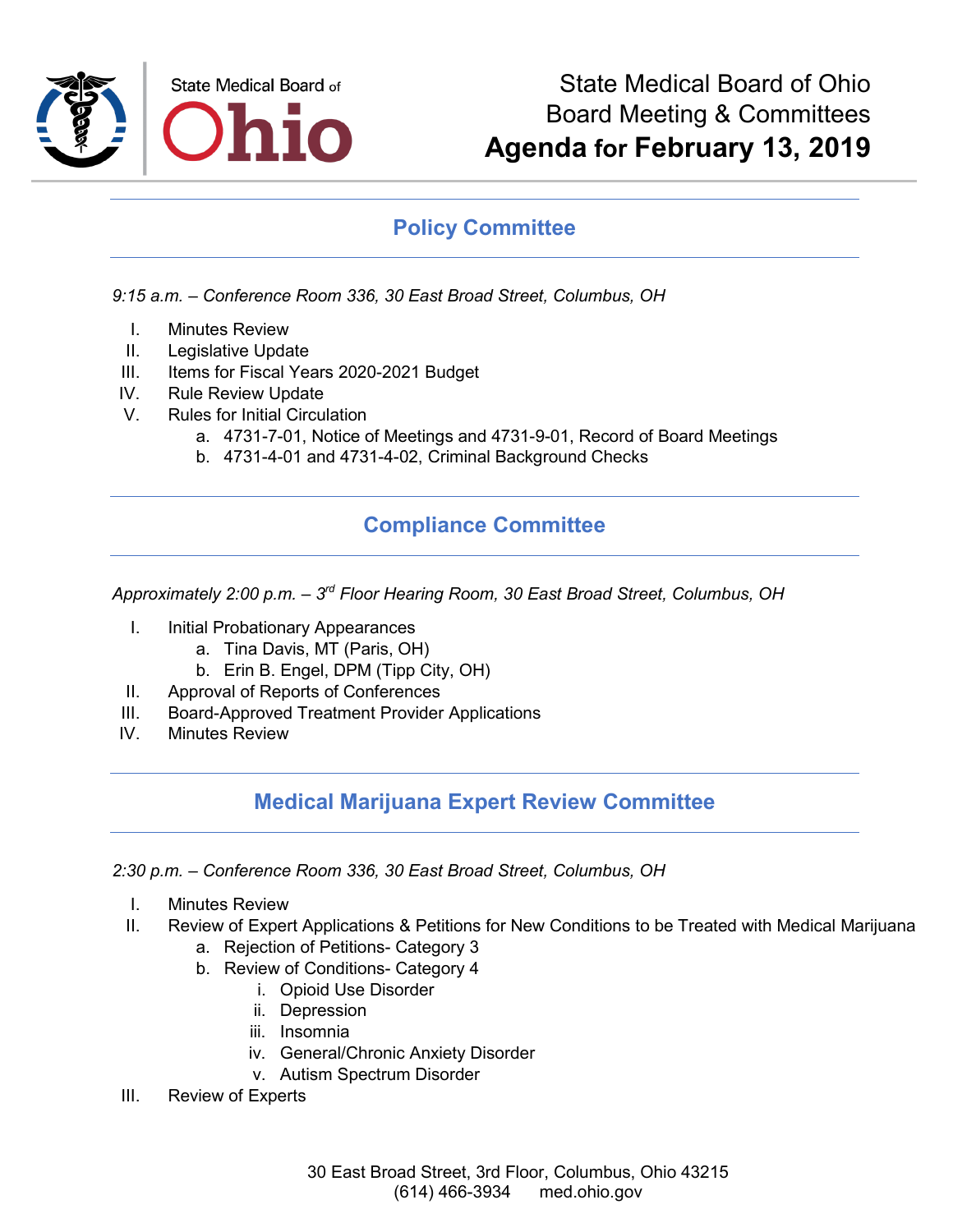State Medical Board of Ohio

# State Medical Board of Ohio
# Board Meeting & Committees
# Agenda for February 13, 2019

## Policy Committee

*9:15 a.m. – Conference Room 336, 30 East Broad Street, Columbus, OH*

I. Minutes Review
II. Legislative Update
III. Items for Fiscal Years 2020-2021 Budget
IV. Rule Review Update
V. Rules for Initial Circulation
   a. 4731-7-01, Notice of Meetings and 4731-9-01, Record of Board Meetings
   b. 4731-4-01 and 4731-4-02, Criminal Background Checks

## Compliance Committee

*Approximately 2:00 p.m. – 3rd Floor Hearing Room, 30 East Broad Street, Columbus, OH*

I. Initial Probationary Appearances
   a. Tina Davis, MT (Paris, OH)
   b. Erin B. Engel, DPM (Tipp City, OH)
II. Approval of Reports of Conferences
III. Board-Approved Treatment Provider Applications
IV. Minutes Review

## Medical Marijuana Expert Review Committee

*2:30 p.m. – Conference Room 336, 30 East Broad Street, Columbus, OH*

I. Minutes Review
II. Review of Expert Applications & Petitions for New Conditions to be Treated with Medical Marijuana
   a. Rejection of Petitions- Category 3
   b. Review of Conditions- Category 4
      i. Opioid Use Disorder
      ii. Depression
      iii. Insomnia
      iv. General/Chronic Anxiety Disorder
      v. Autism Spectrum Disorder
III. Review of Experts

30 East Broad Street, 3rd Floor, Columbus, Ohio 43215
(614) 466-3934 med.ohio.gov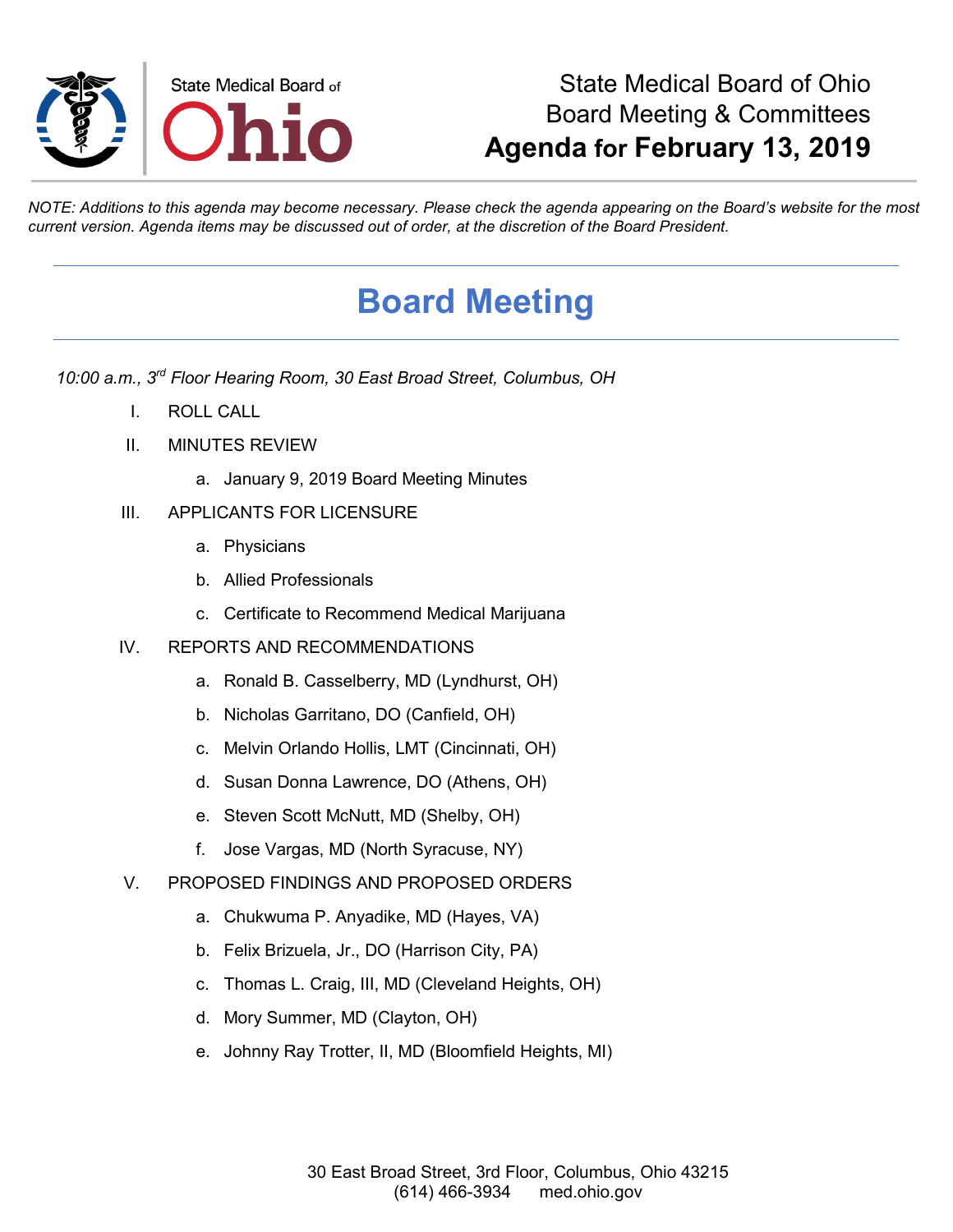State Medical Board of Ohio

# State Medical Board of Ohio
## Board Meeting & Committees
## **Agenda for February 13, 2019**

*NOTE: Additions to this agenda may become necessary. Please check the agenda appearing on the Board's website for the most current version. Agenda items may be discussed out of order, at the discretion of the Board President.*

---

# Board Meeting

---

*10:00 a.m., 3rd Floor Hearing Room, 30 East Broad Street, Columbus, OH*

I. ROLL CALL

II. MINUTES REVIEW

   a. January 9, 2019 Board Meeting Minutes

III. APPLICANTS FOR LICENSURE

   a. Physicians

   b. Allied Professionals

   c. Certificate to Recommend Medical Marijuana

IV. REPORTS AND RECOMMENDATIONS

   a. Ronald B. Casselberry, MD (Lyndhurst, OH)

   b. Nicholas Garritano, DO (Canfield, OH)

   c. Melvin Orlando Hollis, LMT (Cincinnati, OH)

   d. Susan Donna Lawrence, DO (Athens, OH)

   e. Steven Scott McNutt, MD (Shelby, OH)

   f. Jose Vargas, MD (North Syracuse, NY)

V. PROPOSED FINDINGS AND PROPOSED ORDERS

   a. Chukwuma P. Anyadike, MD (Hayes, VA)

   b. Felix Brizuela, Jr., DO (Harrison City, PA)

   c. Thomas L. Craig, III, MD (Cleveland Heights, OH)

   d. Mory Summer, MD (Clayton, OH)

   e. Johnny Ray Trotter, II, MD (Bloomfield Heights, MI)

30 East Broad Street, 3rd Floor, Columbus, Ohio 43215
(614) 466-3934     med.ohio.gov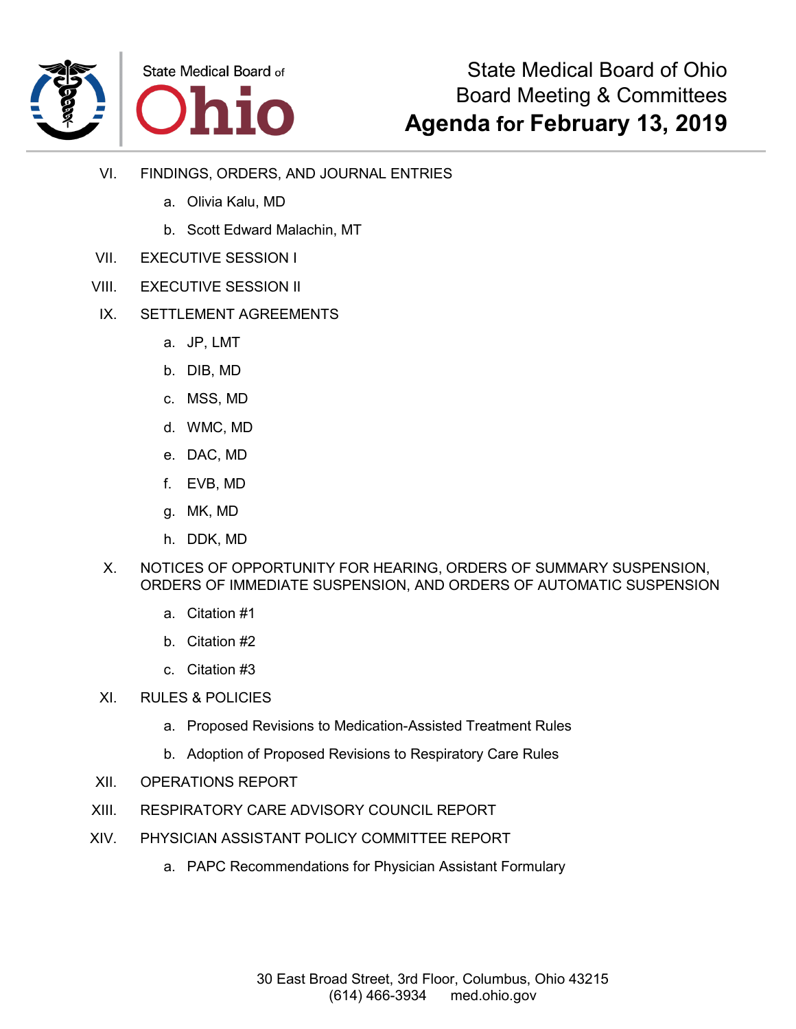VI. FINDINGS, ORDERS, AND JOURNAL ENTRIES

a. Olivia Kalu, MD

b. Scott Edward Malachin, MT

VII. EXECUTIVE SESSION I

VIII. EXECUTIVE SESSION II

IX. SETTLEMENT AGREEMENTS

a. JP, LMT

b. DIB, MD

c. MSS, MD

d. WMC, MD

e. DAC, MD

f. EVB, MD

g. MK, MD

h. DDK, MD

X. NOTICES OF OPPORTUNITY FOR HEARING, ORDERS OF SUMMARY SUSPENSION, ORDERS OF IMMEDIATE SUSPENSION, AND ORDERS OF AUTOMATIC SUSPENSION

a. Citation #1

b. Citation #2

c. Citation #3

XI. RULES & POLICIES

a. Proposed Revisions to Medication-Assisted Treatment Rules

b. Adoption of Proposed Revisions to Respiratory Care Rules

XII. OPERATIONS REPORT

XIII. RESPIRATORY CARE ADVISORY COUNCIL REPORT

XIV. PHYSICIAN ASSISTANT POLICY COMMITTEE REPORT

a. PAPC Recommendations for Physician Assistant Formulary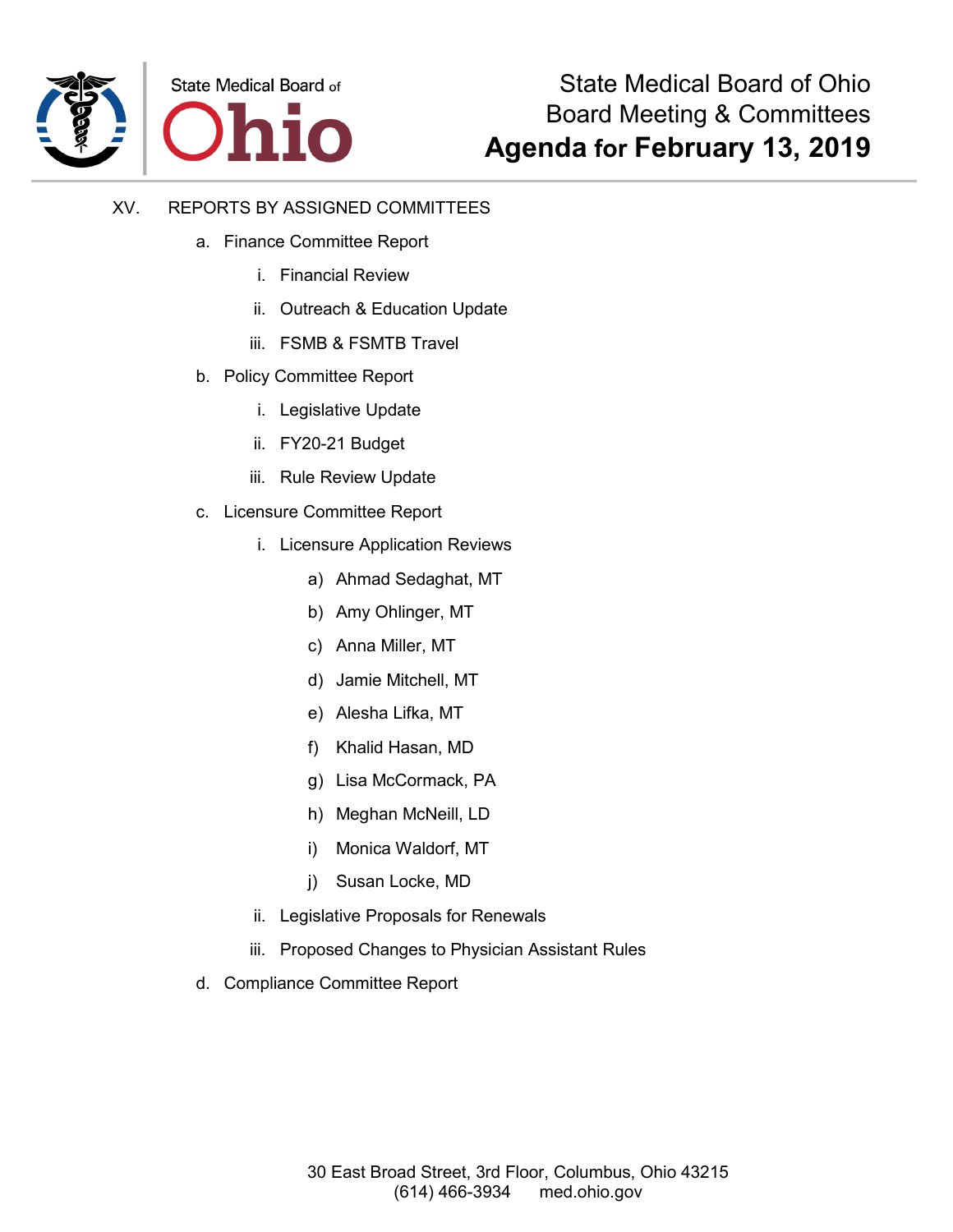XV. REPORTS BY ASSIGNED COMMITTEES

a. Finance Committee Report

   i. Financial Review

   ii. Outreach & Education Update

   iii. FSMB & FSMTB Travel

b. Policy Committee Report

   i. Legislative Update

   ii. FY20-21 Budget

   iii. Rule Review Update

c. Licensure Committee Report

   i. Licensure Application Reviews

      a) Ahmad Sedaghat, MT

      b) Amy Ohlinger, MT

      c) Anna Miller, MT

      d) Jamie Mitchell, MT

      e) Alesha Lifka, MT

      f) Khalid Hasan, MD

      g) Lisa McCormack, PA

      h) Meghan McNeill, LD

      i) Monica Waldorf, MT

      j) Susan Locke, MD

   ii. Legislative Proposals for Renewals

   iii. Proposed Changes to Physician Assistant Rules

d. Compliance Committee Report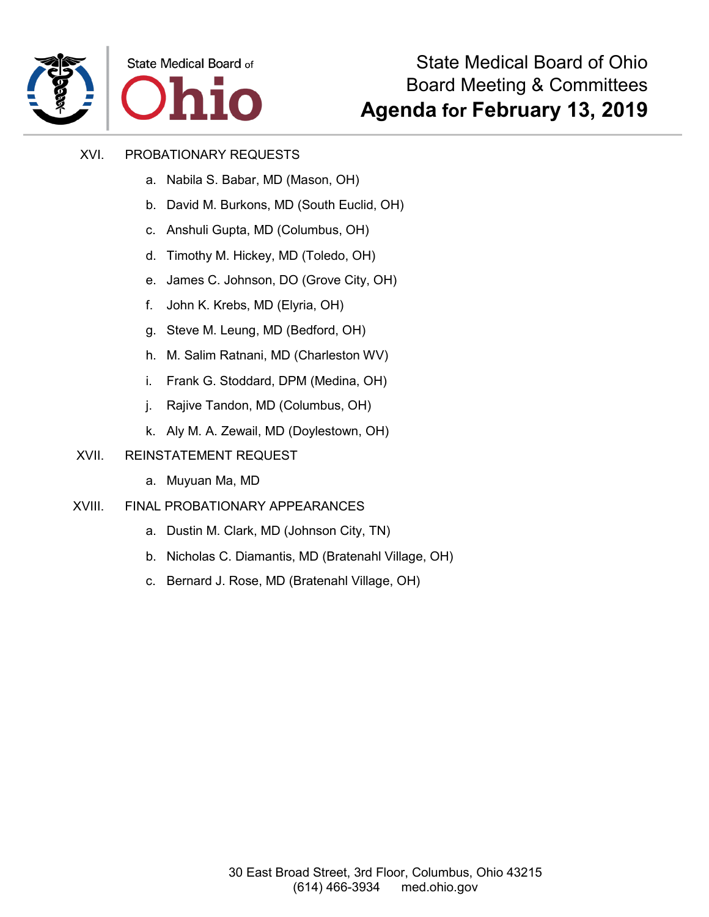XVI. PROBATIONARY REQUESTS

a. Nabila S. Babar, MD (Mason, OH)

b. David M. Burkons, MD (South Euclid, OH)

c. Anshuli Gupta, MD (Columbus, OH)

d. Timothy M. Hickey, MD (Toledo, OH)

e. James C. Johnson, DO (Grove City, OH)

f. John K. Krebs, MD (Elyria, OH)

g. Steve M. Leung, MD (Bedford, OH)

h. M. Salim Ratnani, MD (Charleston WV)

i. Frank G. Stoddard, DPM (Medina, OH)

j. Rajive Tandon, MD (Columbus, OH)

k. Aly M. A. Zewail, MD (Doylestown, OH)

XVII. REINSTATEMENT REQUEST

a. Muyuan Ma, MD

XVIII. FINAL PROBATIONARY APPEARANCES

a. Dustin M. Clark, MD (Johnson City, TN)

b. Nicholas C. Diamantis, MD (Bratenahl Village, OH)

c. Bernard J. Rose, MD (Bratenahl Village, OH)